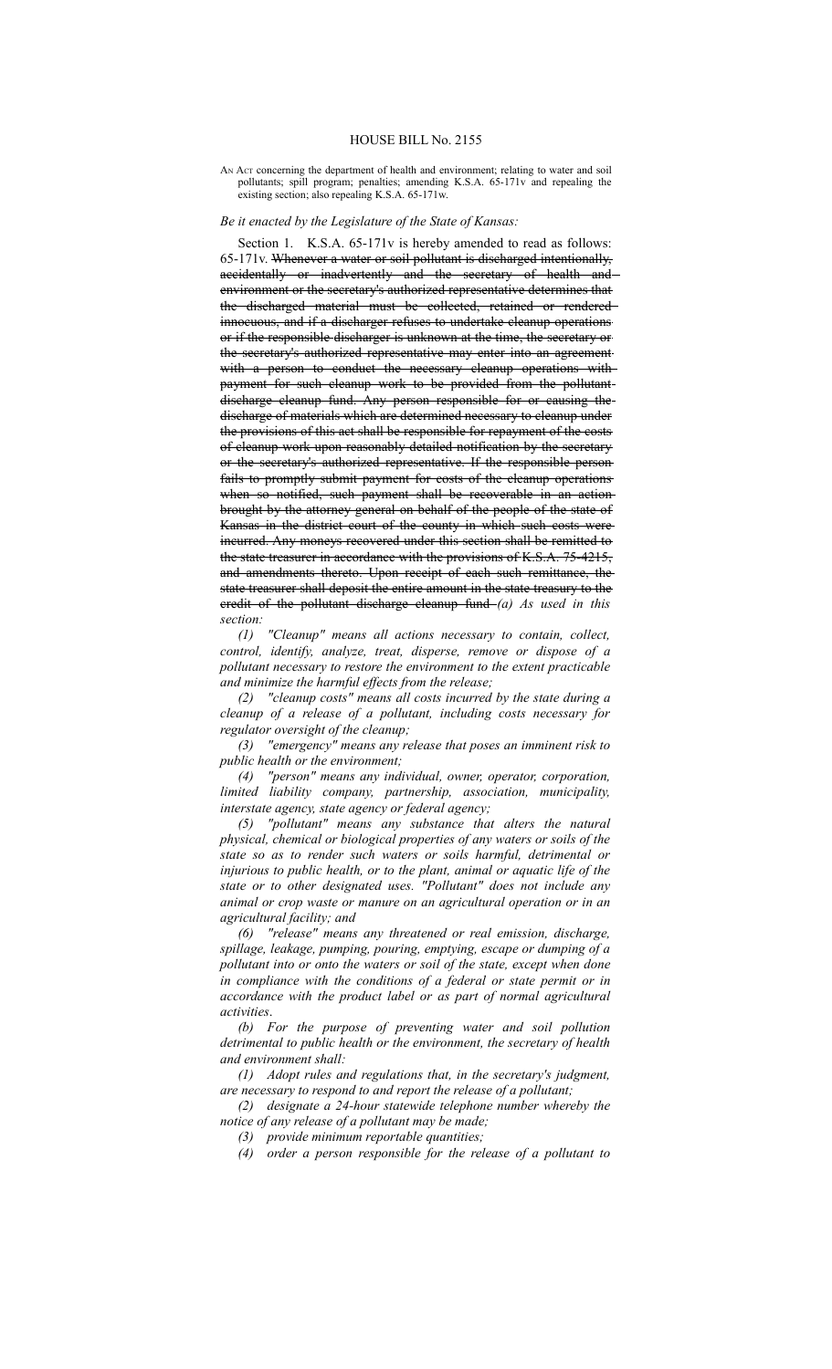# HOUSE BILL No. 2155

AN ACT concerning the department of health and environment; relating to water and soil pollutants; spill program; penalties; amending K.S.A. 65-171v and repealing the existing section; also repealing K.S.A. 65-171w.

*Be it enacted by the Legislature of the State of Kansas:*

Section 1. K.S.A. 65-171v is hereby amended to read as follows: 65-171v. ~~Whenever a water or soil pollutant is discharged intentionally, accidentally or inadvertently and the secretary of health and environment or the secretary's authorized representative determines that the discharged material must be collected, retained or rendered innocuous, and if a discharger refuses to undertake cleanup operations or if the responsible discharger is unknown at the time, the secretary or the secretary's authorized representative may enter into an agreement with a person to conduct the necessary cleanup operations with payment for such cleanup work to be provided from the pollutant discharge cleanup fund. Any person responsible for or causing the discharge of materials which are determined necessary to cleanup under the provisions of this act shall be responsible for repayment of the costs of cleanup work upon reasonably detailed notification by the secretary or the secretary's authorized representative. If the responsible person fails to promptly submit payment for costs of the cleanup operations when so notified, such payment shall be recoverable in an action brought by the attorney general on behalf of the people of the state of Kansas in the district court of the county in which such costs were incurred. Any moneys recovered under this section shall be remitted to the state treasurer in accordance with the provisions of K.S.A. 75-4215, and amendments thereto. Upon receipt of each such remittance, the state treasurer shall deposit the entire amount in the state treasury to the credit of the pollutant discharge cleanup fund~~ *(a) As used in this section:*

*(1) "Cleanup" means all actions necessary to contain, collect, control, identify, analyze, treat, disperse, remove or dispose of a pollutant necessary to restore the environment to the extent practicable and minimize the harmful effects from the release;*

*(2) "cleanup costs" means all costs incurred by the state during a cleanup of a release of a pollutant, including costs necessary for regulator oversight of the cleanup;*

*(3) "emergency" means any release that poses an imminent risk to public health or the environment;*

*(4) "person" means any individual, owner, operator, corporation, limited liability company, partnership, association, municipality, interstate agency, state agency or federal agency;*

*(5) "pollutant" means any substance that alters the natural physical, chemical or biological properties of any waters or soils of the state so as to render such waters or soils harmful, detrimental or injurious to public health, or to the plant, animal or aquatic life of the state or to other designated uses. "Pollutant" does not include any animal or crop waste or manure on an agricultural operation or in an agricultural facility; and*

*(6) "release" means any threatened or real emission, discharge, spillage, leakage, pumping, pouring, emptying, escape or dumping of a pollutant into or onto the waters or soil of the state, except when done in compliance with the conditions of a federal or state permit or in accordance with the product label or as part of normal agricultural activities.*

*(b) For the purpose of preventing water and soil pollution detrimental to public health or the environment, the secretary of health and environment shall:*

*(1) Adopt rules and regulations that, in the secretary's judgment, are necessary to respond to and report the release of a pollutant;*

*(2) designate a 24-hour statewide telephone number whereby the notice of any release of a pollutant may be made;*

*(3) provide minimum reportable quantities;*

*(4) order a person responsible for the release of a pollutant to*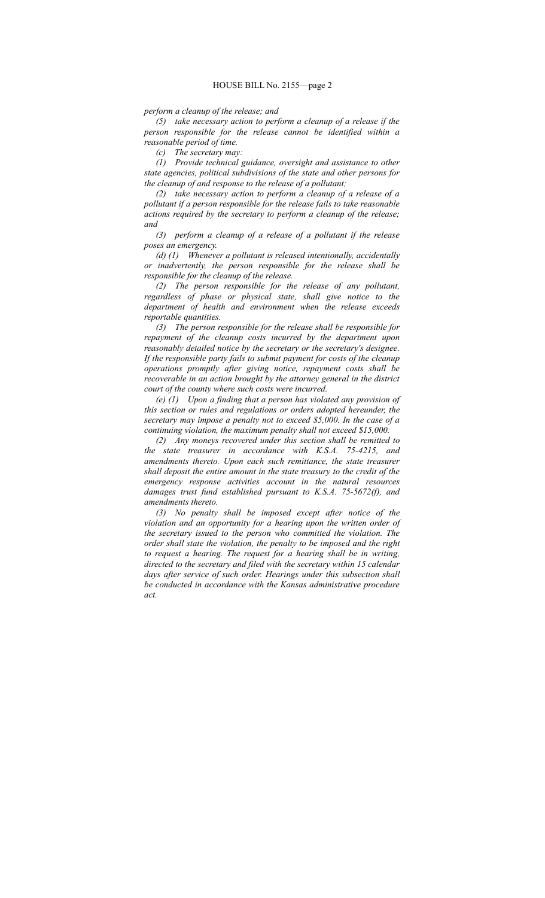*perform a cleanup of the release; and*

*(5) take necessary action to perform a cleanup of a release if the person responsible for the release cannot be identified within a reasonable period of time.*

*(c) The secretary may:*

*(1) Provide technical guidance, oversight and assistance to other state agencies, political subdivisions of the state and other persons for the cleanup of and response to the release of a pollutant;*

*(2) take necessary action to perform a cleanup of a release of a pollutant if a person responsible for the release fails to take reasonable actions required by the secretary to perform a cleanup of the release; and*

*(3) perform a cleanup of a release of a pollutant if the release poses an emergency.*

*(d) (1) Whenever a pollutant is released intentionally, accidentally or inadvertently, the person responsible for the release shall be responsible for the cleanup of the release.*

*(2) The person responsible for the release of any pollutant, regardless of phase or physical state, shall give notice to the department of health and environment when the release exceeds reportable quantities.*

*(3) The person responsible for the release shall be responsible for repayment of the cleanup costs incurred by the department upon reasonably detailed notice by the secretary or the secretary's designee. If the responsible party fails to submit payment for costs of the cleanup operations promptly after giving notice, repayment costs shall be recoverable in an action brought by the attorney general in the district court of the county where such costs were incurred.*

*(e) (1) Upon a finding that a person has violated any provision of this section or rules and regulations or orders adopted hereunder, the secretary may impose a penalty not to exceed $5,000. In the case of a continuing violation, the maximum penalty shall not exceed $15,000.*

*(2) Any moneys recovered under this section shall be remitted to the state treasurer in accordance with K.S.A. 75-4215, and amendments thereto. Upon each such remittance, the state treasurer shall deposit the entire amount in the state treasury to the credit of the emergency response activities account in the natural resources damages trust fund established pursuant to K.S.A. 75-5672(f), and amendments thereto.*

*(3) No penalty shall be imposed except after notice of the violation and an opportunity for a hearing upon the written order of the secretary issued to the person who committed the violation. The order shall state the violation, the penalty to be imposed and the right to request a hearing. The request for a hearing shall be in writing, directed to the secretary and filed with the secretary within 15 calendar days after service of such order. Hearings under this subsection shall be conducted in accordance with the Kansas administrative procedure act.*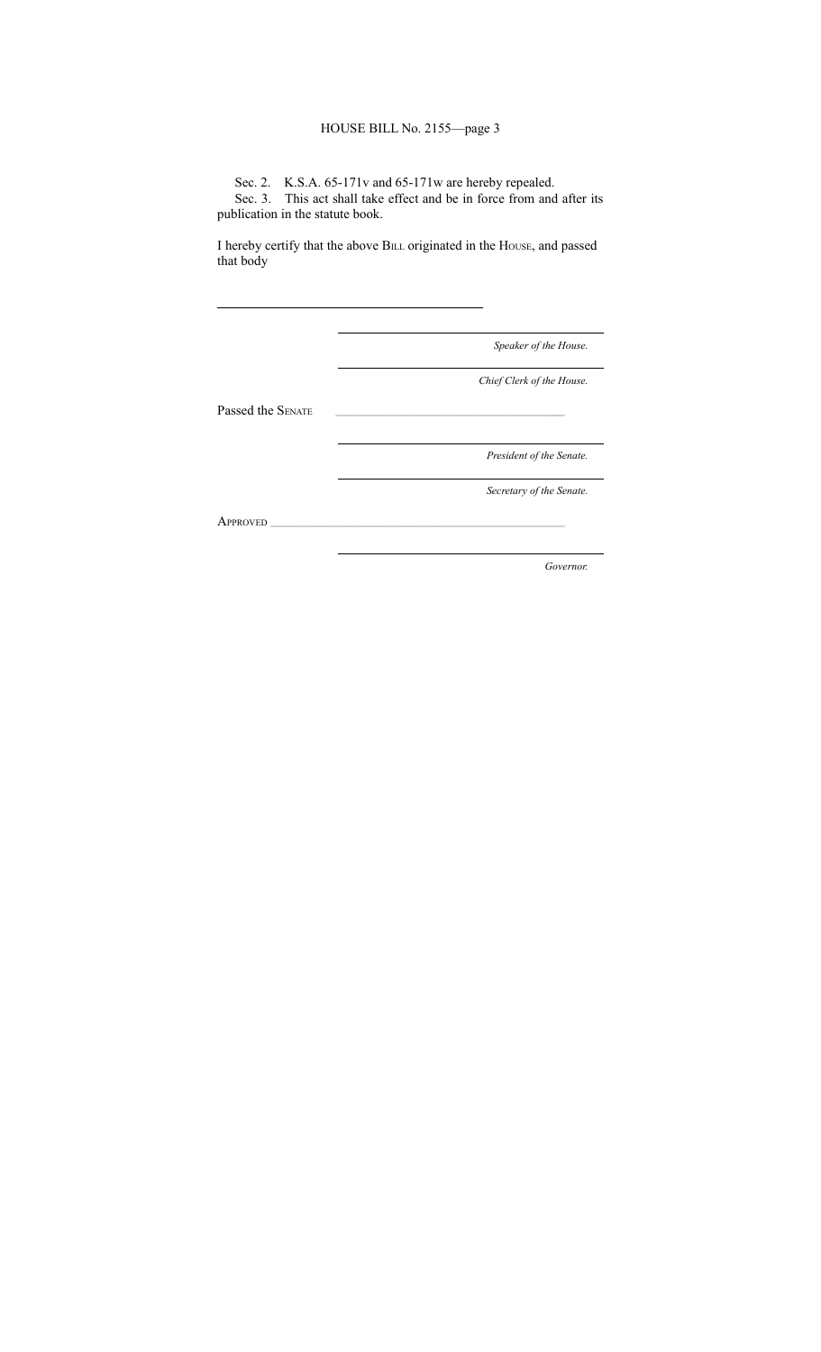Sec. 2. K.S.A. 65-171v and 65-171w are hereby repealed.

Sec. 3. This act shall take effect and be in force from and after its publication in the statute book.

I hereby certify that the above BILL originated in the HOUSE, and passed that body

\_\_\_\_\_\_\_\_\_\_\_\_\_\_\_\_\_\_\_\_\_\_\_\_\_\_\_\_\_\_\_\_\_\_\_\_

\_\_\_\_\_\_\_\_\_\_\_\_\_\_\_\_\_\_\_\_\_\_\_\_\_\_\_\_\_\_\_\_\_\_\_\_
*Speaker of the House.*

\_\_\_\_\_\_\_\_\_\_\_\_\_\_\_\_\_\_\_\_\_\_\_\_\_\_\_\_\_\_\_\_\_\_\_\_
*Chief Clerk of the House.*

Passed the SENATE \_\_\_\_\_\_\_\_\_\_\_\_\_\_\_\_\_\_\_\_\_\_\_\_\_\_\_\_\_\_\_\_\_\_\_\_

\_\_\_\_\_\_\_\_\_\_\_\_\_\_\_\_\_\_\_\_\_\_\_\_\_\_\_\_\_\_\_\_\_\_\_\_
*President of the Senate.*

\_\_\_\_\_\_\_\_\_\_\_\_\_\_\_\_\_\_\_\_\_\_\_\_\_\_\_\_\_\_\_\_\_\_\_\_
*Secretary of the Senate.*

APPROVED \_\_\_\_\_\_\_\_\_\_\_\_\_\_\_\_\_\_\_\_\_\_\_\_\_\_\_\_\_\_\_\_\_\_\_\_\_\_\_\_\_\_\_\_

\_\_\_\_\_\_\_\_\_\_\_\_\_\_\_\_\_\_\_\_\_\_\_\_\_\_\_\_\_\_\_\_\_\_\_\_
*Governor.*